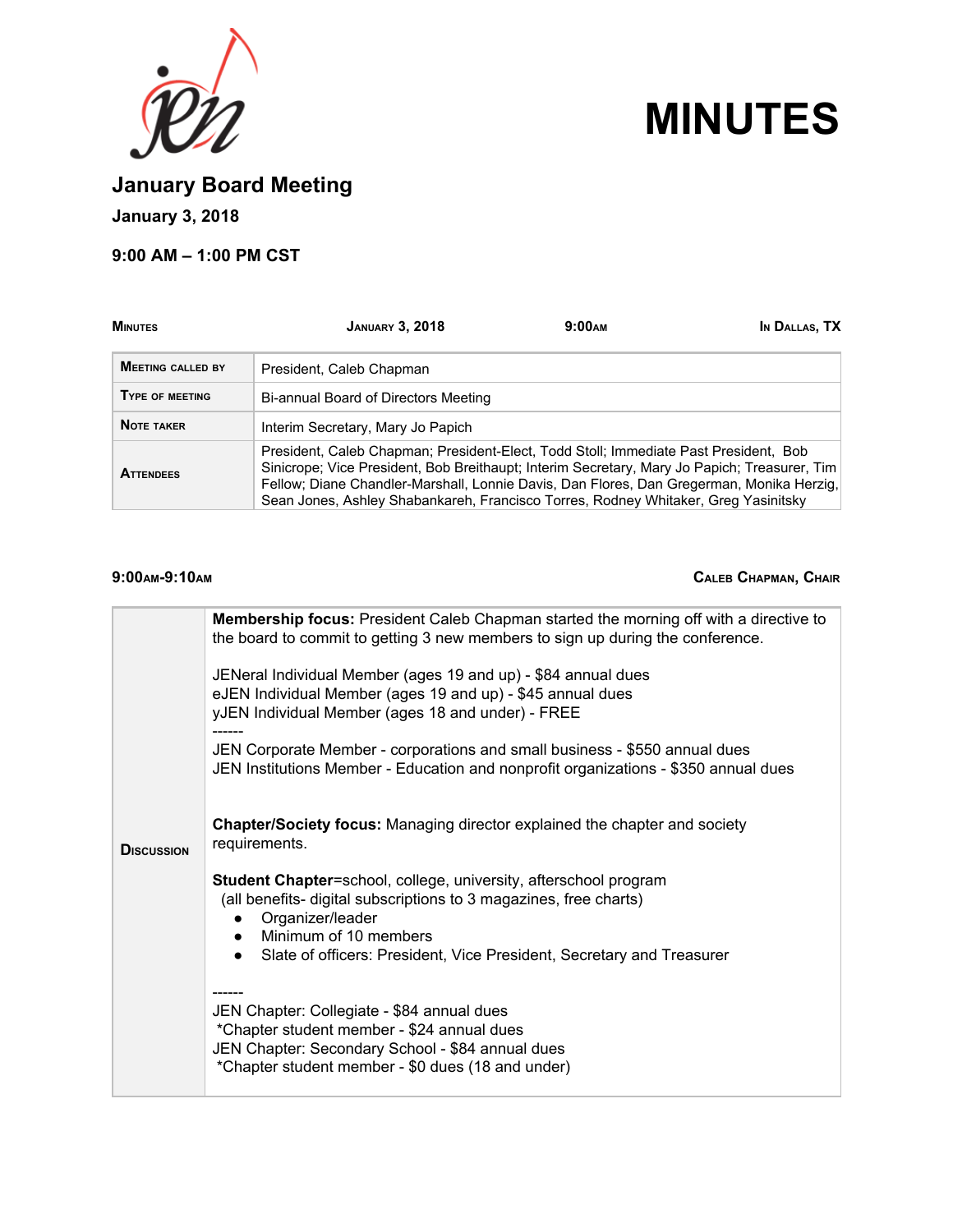# MINUTES

## January Board Meeting

**January 3, 2018**

**9:00 AM – 1:00 PM CST**

| MINUTES | JANUARY 3, 2018 | 9:00AM | IN DALLAS, TX |
|---|---|---|---|

| | |
|---|---|
| **MEETING CALLED BY** | President, Caleb Chapman |
| **TYPE OF MEETING** | Bi-annual Board of Directors Meeting |
| **NOTE TAKER** | Interim Secretary, Mary Jo Papich |
| **ATTENDEES** | President, Caleb Chapman; President-Elect, Todd Stoll; Immediate Past President, Bob Sinicrope; Vice President, Bob Breithaupt; Interim Secretary, Mary Jo Papich; Treasurer, Tim Fellow; Diane Chandler-Marshall, Lonnie Davis, Dan Flores, Dan Gregerman, Monika Herzig, Sean Jones, Ashley Shabankareh, Francisco Torres, Rodney Whitaker, Greg Yasinitsky |

**9:00AM-9:10AM** — **CALEB CHAPMAN, CHAIR**

**DISCUSSION**

**Membership focus:** President Caleb Chapman started the morning off with a directive to the board to commit to getting 3 new members to sign up during the conference.

JENeral Individual Member (ages 19 and up) - $84 annual dues
eJEN Individual Member (ages 19 and up) - $45 annual dues
yJEN Individual Member (ages 18 and under) - FREE
------
JEN Corporate Member - corporations and small business - $550 annual dues
JEN Institutions Member - Education and nonprofit organizations - $350 annual dues

**Chapter/Society focus:** Managing director explained the chapter and society requirements.

**Student Chapter**=school, college, university, afterschool program
(all benefits- digital subscriptions to 3 magazines, free charts)

- Organizer/leader
- Minimum of 10 members
- Slate of officers: President, Vice President, Secretary and Treasurer

------
JEN Chapter: Collegiate - $84 annual dues
*Chapter student member - $24 annual dues
JEN Chapter: Secondary School - $84 annual dues
*Chapter student member - $0 dues (18 and under)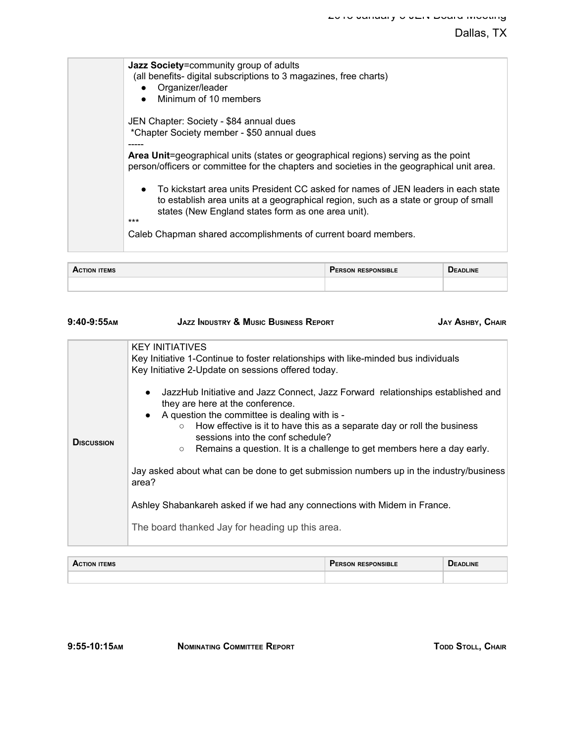| | |
|---|---|
| | **Jazz Society**=community group of adults<br>(all benefits- digital subscriptions to 3 magazines, free charts)<br>● Organizer/leader<br>● Minimum of 10 members<br><br>JEN Chapter: Society - $84 annual dues<br>*Chapter Society member - $50 annual dues<br>-----<br>**Area Unit**=geographical units (states or geographical regions) serving as the point person/officers or committee for the chapters and societies in the geographical unit area.<br><br>● To kickstart area units President CC asked for names of JEN leaders in each state to establish area units at a geographical region, such as a state or group of small states (New England states form as one area unit).<br><br>***<br>Caleb Chapman shared accomplishments of current board members. |

| Action items | Person responsible | Deadline |
|---|---|---|
| | | |

**9:40-9:55AM** **Jazz Industry & Music Business Report** **Jay Ashby, Chair**

| | |
|---|---|
| **Discussion** | KEY INITIATIVES<br>Key Initiative 1-Continue to foster relationships with like-minded bus individuals<br>Key Initiative 2-Update on sessions offered today.<br><br>● JazzHub Initiative and Jazz Connect, Jazz Forward relationships established and they are here at the conference.<br>● A question the committee is dealing with is -<br>○ How effective is it to have this as a separate day or roll the business sessions into the conf schedule?<br>○ Remains a question. It is a challenge to get members here a day early.<br><br>Jay asked about what can be done to get submission numbers up in the industry/business area?<br><br>Ashley Shabankareh asked if we had any connections with Midem in France.<br><br>The board thanked Jay for heading up this area. |

| Action items | Person responsible | Deadline |
|---|---|---|
| | | |

**9:55-10:15AM** **Nominating Committee Report** **Todd Stoll, Chair**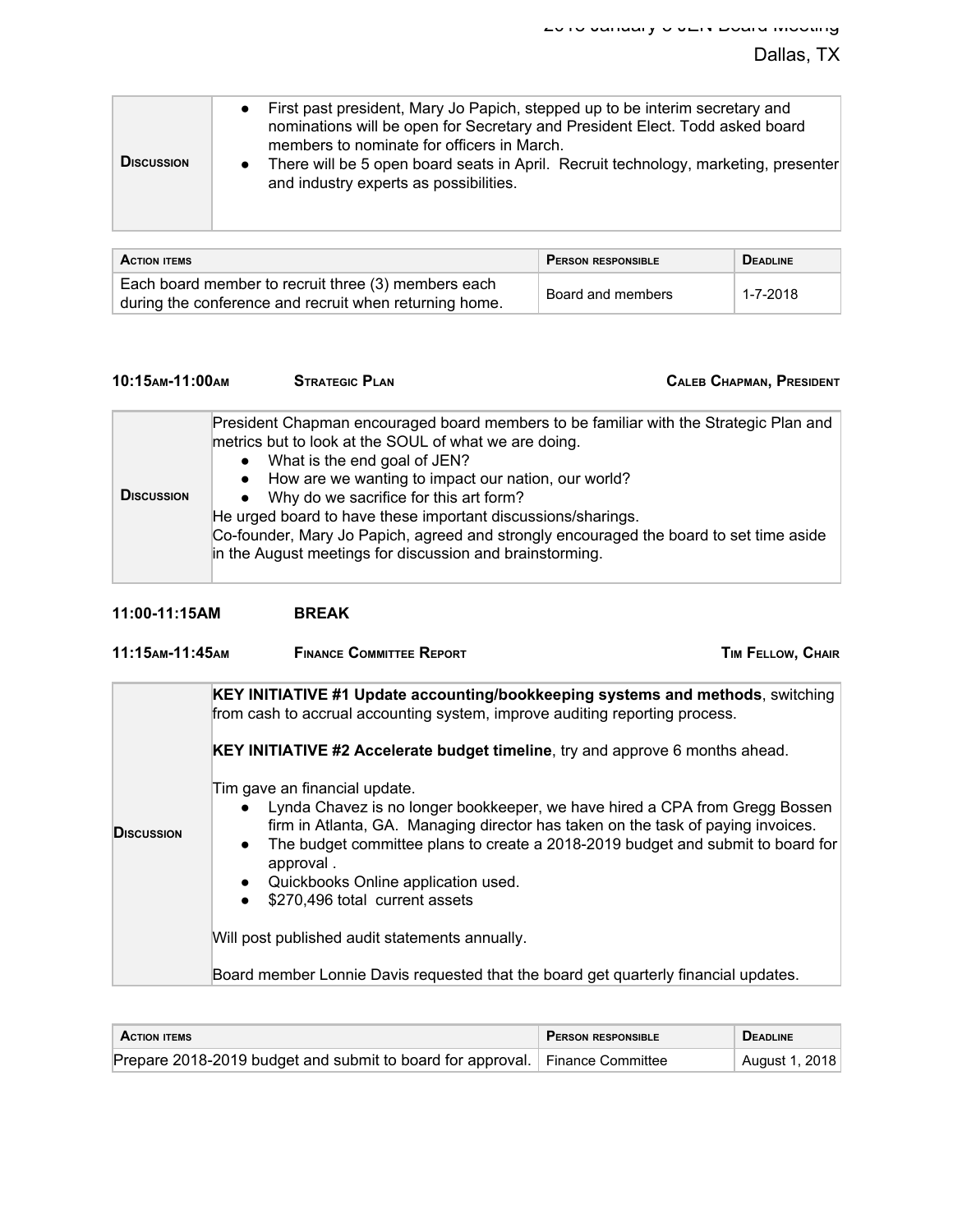| **Discussion** | <ul><li>First past president, Mary Jo Papich, stepped up to be interim secretary and nominations will be open for Secretary and President Elect. Todd asked board members to nominate for officers in March.</li><li>There will be 5 open board seats in April. Recruit technology, marketing, presenter and industry experts as possibilities.</li></ul> |
|---|---|

| **Action items** | **Person responsible** | **Deadline** |
|---|---|---|
| Each board member to recruit three (3) members each during the conference and recruit when returning home. | Board and members | 1-7-2018 |

**10:15am-11:00am** **Strategic Plan** **Caleb Chapman, President**

| **Discussion** | President Chapman encouraged board members to be familiar with the Strategic Plan and metrics but to look at the SOUL of what we are doing.<ul><li>What is the end goal of JEN?</li><li>How are we wanting to impact our nation, our world?</li><li>Why do we sacrifice for this art form?</li></ul>He urged board to have these important discussions/sharings.<br>Co-founder, Mary Jo Papich, agreed and strongly encouraged the board to set time aside in the August meetings for discussion and brainstorming. |
|---|---|

**11:00-11:15AM** **BREAK**

**11:15am-11:45am** **Finance Committee Report** **Tim Fellow, Chair**

| **Discussion** | **KEY INITIATIVE #1 Update accounting/bookkeeping systems and methods**, switching from cash to accrual accounting system, improve auditing reporting process.<br><br>**KEY INITIATIVE #2 Accelerate budget timeline**, try and approve 6 months ahead.<br><br>Tim gave an financial update.<ul><li>Lynda Chavez is no longer bookkeeper, we have hired a CPA from Gregg Bossen firm in Atlanta, GA. Managing director has taken on the task of paying invoices.</li><li>The budget committee plans to create a 2018-2019 budget and submit to board for approval .</li><li>Quickbooks Online application used.</li><li>$270,496 total current assets</li></ul>Will post published audit statements annually.<br><br>Board member Lonnie Davis requested that the board get quarterly financial updates. |
|---|---|

| **Action items** | **Person responsible** | **Deadline** |
|---|---|---|
| Prepare 2018-2019 budget and submit to board for approval. | Finance Committee | August 1, 2018 |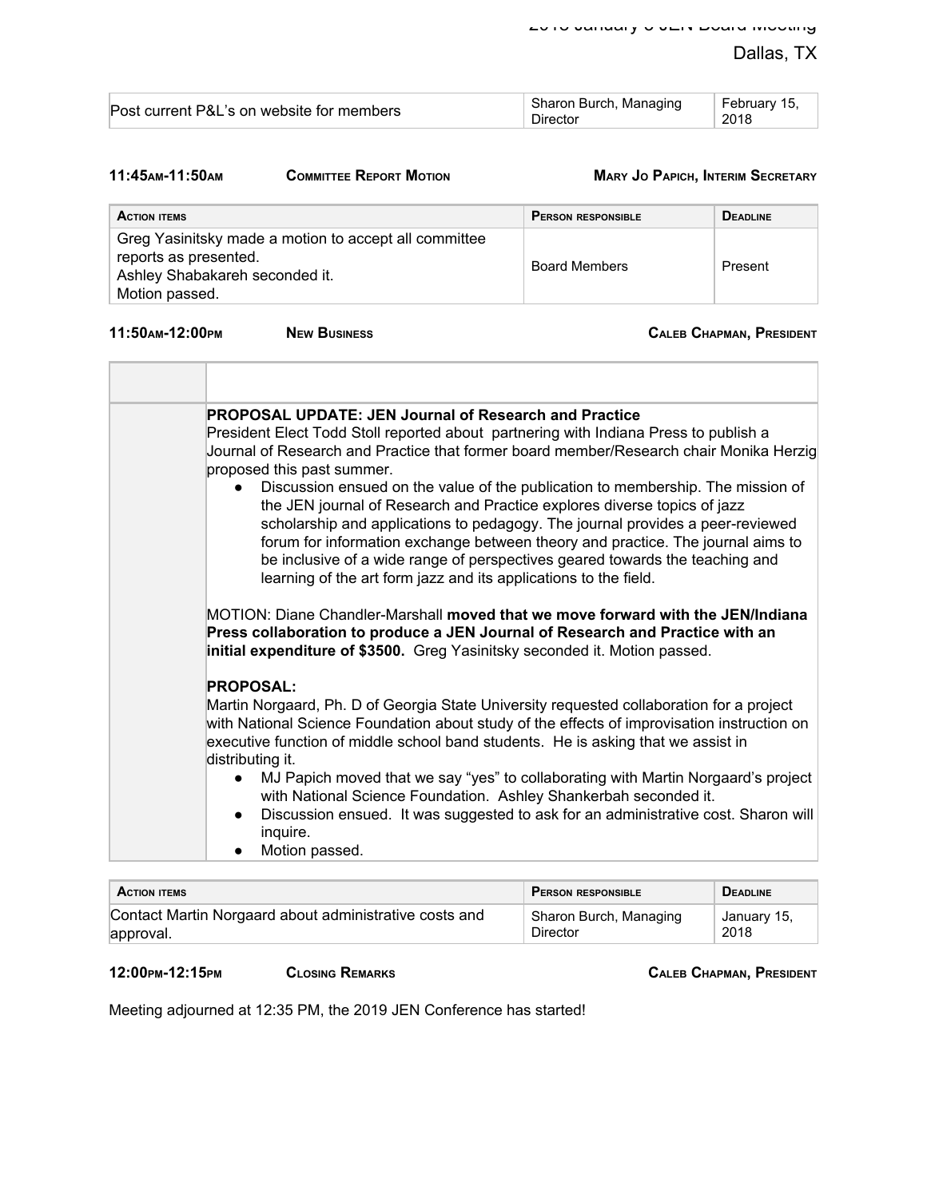| | | |
|---|---|---|
| Post current P&L's on website for members | Sharon Burch, Managing Director | February 15, 2018 |

**11:45AM-11:50AM** **COMMITTEE REPORT MOTION** **MARY JO PAPICH, INTERIM SECRETARY**

| ACTION ITEMS | PERSON RESPONSIBLE | DEADLINE |
|---|---|---|
| Greg Yasinitsky made a motion to accept all committee reports as presented. Ashley Shabakareh seconded it. Motion passed. | Board Members | Present |

**11:50AM-12:00PM** **NEW BUSINESS** **CALEB CHAPMAN, PRESIDENT**

**PROPOSAL UPDATE: JEN Journal of Research and Practice**
President Elect Todd Stoll reported about partnering with Indiana Press to publish a Journal of Research and Practice that former board member/Research chair Monika Herzig proposed this past summer.

- Discussion ensued on the value of the publication to membership. The mission of the JEN journal of Research and Practice explores diverse topics of jazz scholarship and applications to pedagogy. The journal provides a peer-reviewed forum for information exchange between theory and practice. The journal aims to be inclusive of a wide range of perspectives geared towards the teaching and learning of the art form jazz and its applications to the field.

MOTION: Diane Chandler-Marshall **moved that we move forward with the JEN/Indiana Press collaboration to produce a JEN Journal of Research and Practice with an initial expenditure of $3500.** Greg Yasinitsky seconded it. Motion passed.

**PROPOSAL:**
Martin Norgaard, Ph. D of Georgia State University requested collaboration for a project with National Science Foundation about study of the effects of improvisation instruction on executive function of middle school band students. He is asking that we assist in distributing it.

- MJ Papich moved that we say "yes" to collaborating with Martin Norgaard's project with National Science Foundation. Ashley Shankerbah seconded it.
- Discussion ensued. It was suggested to ask for an administrative cost. Sharon will inquire.
- Motion passed.

| ACTION ITEMS | PERSON RESPONSIBLE | DEADLINE |
|---|---|---|
| Contact Martin Norgaard about administrative costs and approval. | Sharon Burch, Managing Director | January 15, 2018 |

**12:00PM-12:15PM** **CLOSING REMARKS** **CALEB CHAPMAN, PRESIDENT**

Meeting adjourned at 12:35 PM, the 2019 JEN Conference has started!